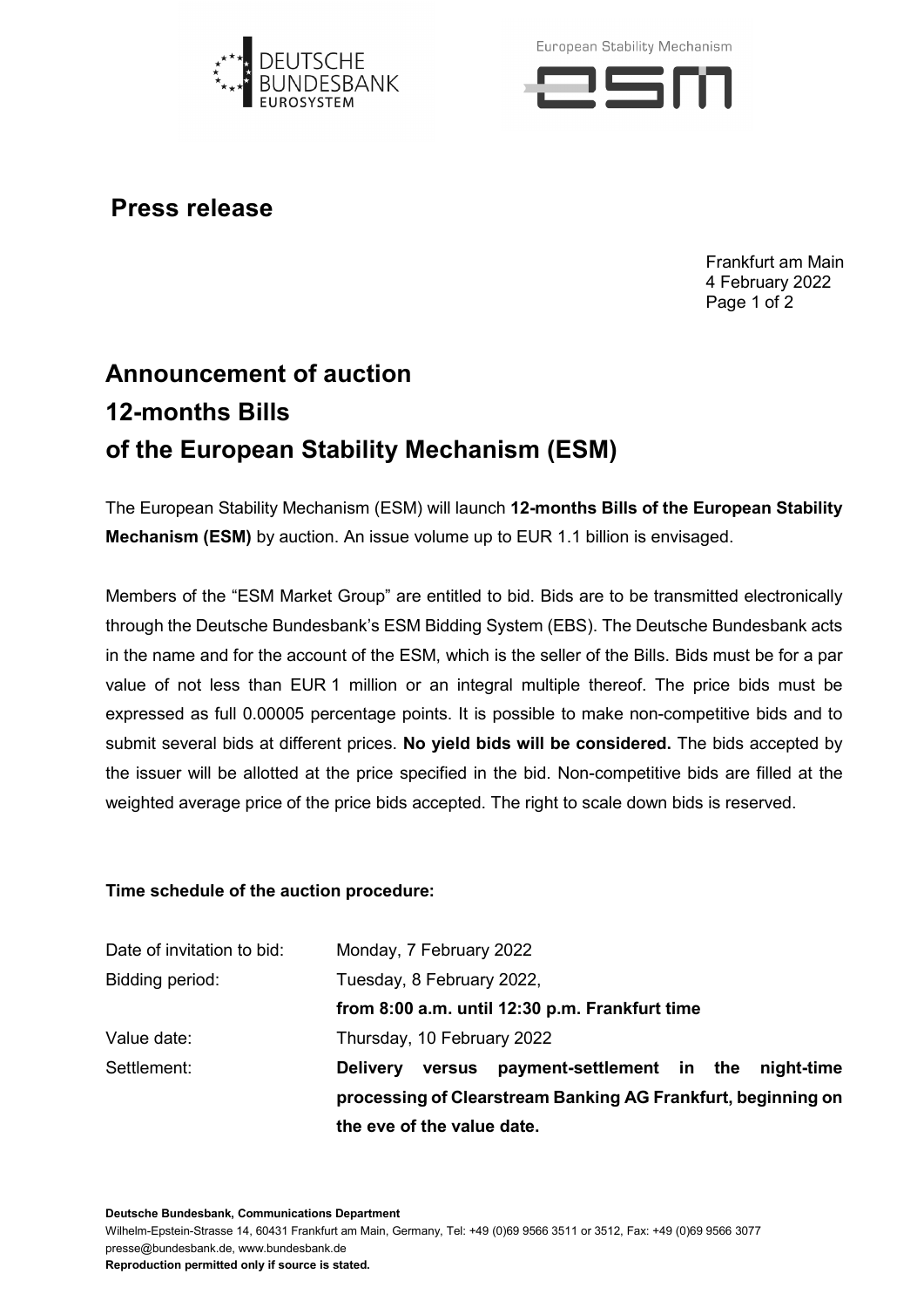# Press release

Frankfurt am Main
4 February 2022

## Announcement of auction
## 12-months Bills
## of the European Stability Mechanism (ESM)

The European Stability Mechanism (ESM) will launch **12-months Bills of the European Stability Mechanism (ESM)** by auction. An issue volume up to EUR 1.1 billion is envisaged.

Members of the "ESM Market Group" are entitled to bid. Bids are to be transmitted electronically through the Deutsche Bundesbank's ESM Bidding System (EBS). The Deutsche Bundesbank acts in the name and for the account of the ESM, which is the seller of the Bills. Bids must be for a par value of not less than EUR 1 million or an integral multiple thereof. The price bids must be expressed as full 0.00005 percentage points. It is possible to make non-competitive bids and to submit several bids at different prices. **No yield bids will be considered.** The bids accepted by the issuer will be allotted at the price specified in the bid. Non-competitive bids are filled at the weighted average price of the price bids accepted. The right to scale down bids is reserved.

**Time schedule of the auction procedure:**

| | |
|---|---|
| Date of invitation to bid: | Monday, 7 February 2022 |
| Bidding period: | Tuesday, 8 February 2022, **from 8:00 a.m. until 12:30 p.m. Frankfurt time** |
| Value date: | Thursday, 10 February 2022 |
| Settlement: | **Delivery versus payment-settlement in the night-time processing of Clearstream Banking AG Frankfurt, beginning on the eve of the value date.** |

**Deutsche Bundesbank, Communications Department**
Wilhelm-Epstein-Strasse 14, 60431 Frankfurt am Main, Germany, Tel: +49 (0)69 9566 3511 or 3512, Fax: +49 (0)69 9566 3077
presse@bundesbank.de, www.bundesbank.de
**Reproduction permitted only if source is stated.**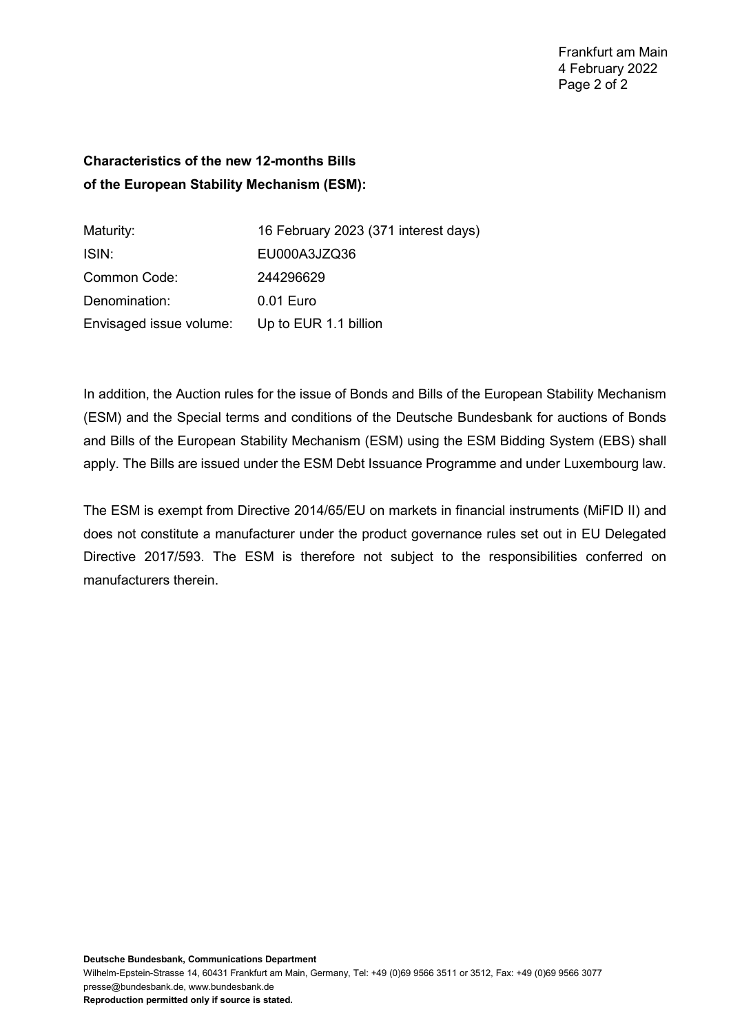**Characteristics of the new 12-months Bills of the European Stability Mechanism (ESM):**

| | |
|---|---|
| Maturity: | 16 February 2023 (371 interest days) |
| ISIN: | EU000A3JZQ36 |
| Common Code: | 244296629 |
| Denomination: | 0.01 Euro |
| Envisaged issue volume: | Up to EUR 1.1 billion |

In addition, the Auction rules for the issue of Bonds and Bills of the European Stability Mechanism (ESM) and the Special terms and conditions of the Deutsche Bundesbank for auctions of Bonds and Bills of the European Stability Mechanism (ESM) using the ESM Bidding System (EBS) shall apply. The Bills are issued under the ESM Debt Issuance Programme and under Luxembourg law.

The ESM is exempt from Directive 2014/65/EU on markets in financial instruments (MiFID II) and does not constitute a manufacturer under the product governance rules set out in EU Delegated Directive 2017/593. The ESM is therefore not subject to the responsibilities conferred on manufacturers therein.

**Deutsche Bundesbank, Communications Department**
Wilhelm-Epstein-Strasse 14, 60431 Frankfurt am Main, Germany, Tel: +49 (0)69 9566 3511 or 3512, Fax: +49 (0)69 9566 3077
presse@bundesbank.de, www.bundesbank.de
**Reproduction permitted only if source is stated.**